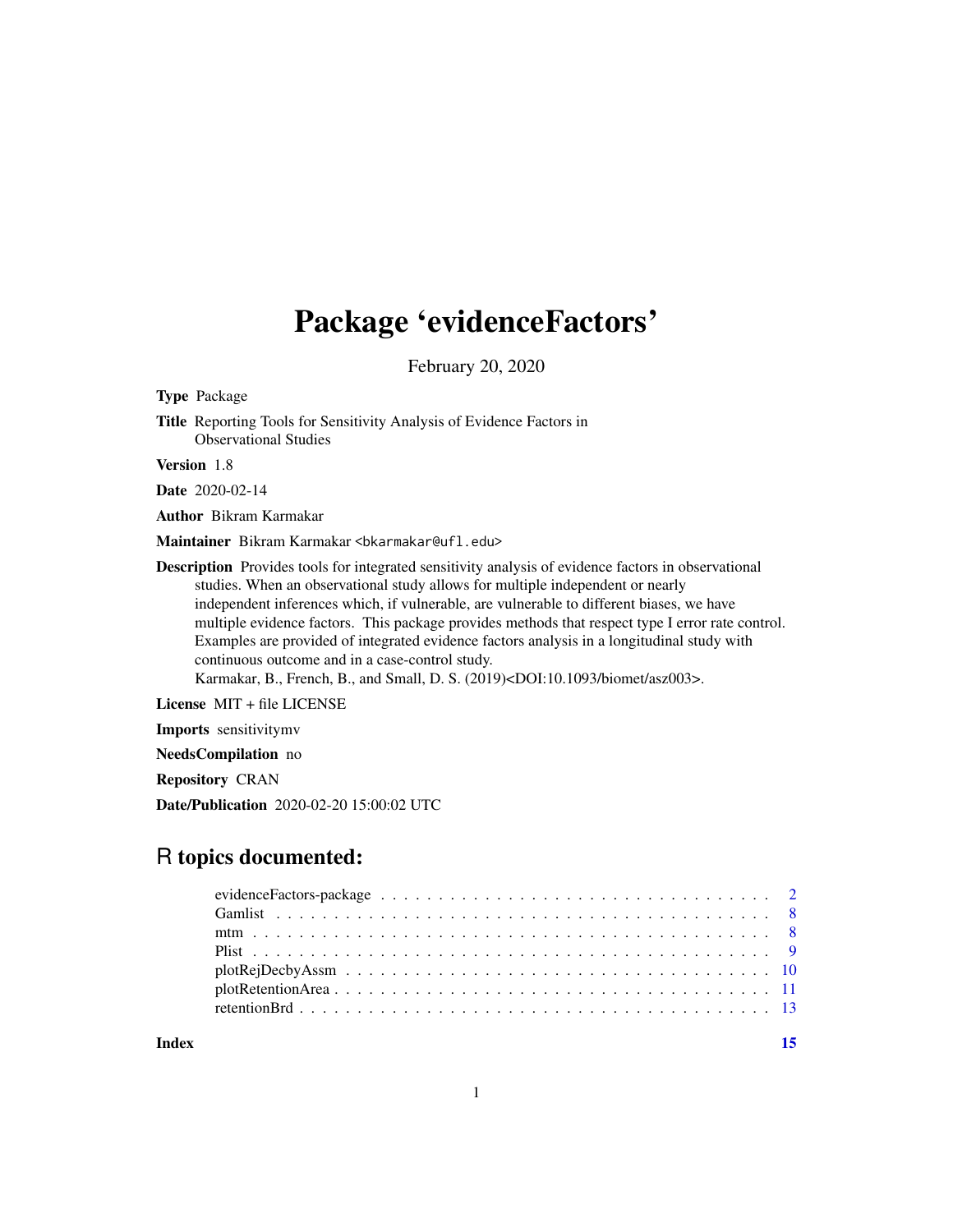# Package 'evidenceFactors'

February 20, 2020

**Type** Package

**Title** Reporting Tools for Sensitivity Analysis of Evidence Factors in Observational Studies

**Version** 1.8

**Date** 2020-02-14

**Author** Bikram Karmakar

**Maintainer** Bikram Karmakar <bkarmakar@ufl.edu>

**Description** Provides tools for integrated sensitivity analysis of evidence factors in observational studies. When an observational study allows for multiple independent or nearly independent inferences which, if vulnerable, are vulnerable to different biases, we have multiple evidence factors. This package provides methods that respect type I error rate control. Examples are provided of integrated evidence factors analysis in a longitudinal study with continuous outcome and in a case-control study.
Karmakar, B., French, B., and Small, D. S. (2019)<DOI:10.1093/biomet/asz003>.

**License** MIT + file LICENSE

**Imports** sensitivitymv

**NeedsCompilation** no

**Repository** CRAN

**Date/Publication** 2020-02-20 15:00:02 UTC

## R topics documented:

evidenceFactors-package . . . . . . . . . . . . . . . . . . . . . . . . . . . . . . . . . . . 2
Gamlist . . . . . . . . . . . . . . . . . . . . . . . . . . . . . . . . . . . . . . . . . . . 8
mtm . . . . . . . . . . . . . . . . . . . . . . . . . . . . . . . . . . . . . . . . . . . . 8
Plist . . . . . . . . . . . . . . . . . . . . . . . . . . . . . . . . . . . . . . . . . . . . 9
plotRejDecbyAssm . . . . . . . . . . . . . . . . . . . . . . . . . . . . . . . . . . . . 10
plotRetentionArea . . . . . . . . . . . . . . . . . . . . . . . . . . . . . . . . . . . . 11
retentionBrd . . . . . . . . . . . . . . . . . . . . . . . . . . . . . . . . . . . . . . . 13

**Index** 15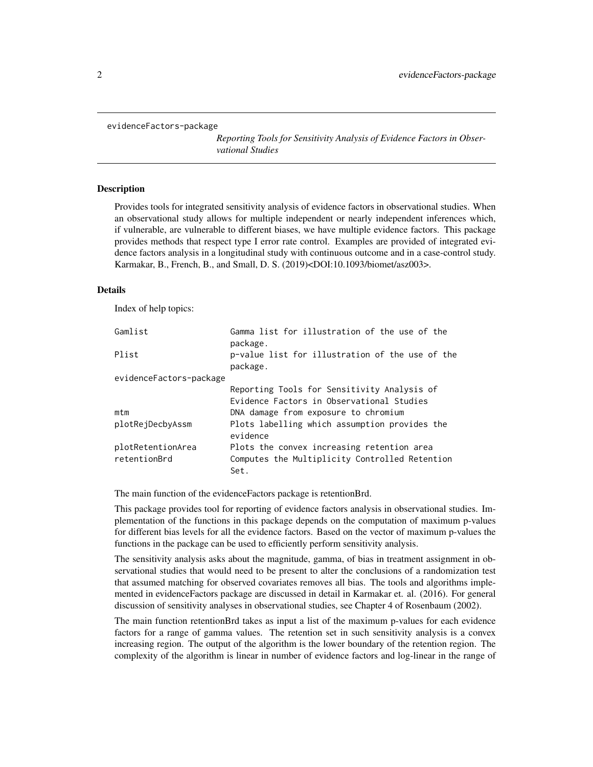evidenceFactors-package

*Reporting Tools for Sensitivity Analysis of Evidence Factors in Observational Studies*

## Description

Provides tools for integrated sensitivity analysis of evidence factors in observational studies. When an observational study allows for multiple independent or nearly independent inferences which, if vulnerable, are vulnerable to different biases, we have multiple evidence factors. This package provides methods that respect type I error rate control. Examples are provided of integrated evidence factors analysis in a longitudinal study with continuous outcome and in a case-control study. Karmakar, B., French, B., and Small, D. S. (2019)<DOI:10.1093/biomet/asz003>.

## Details

Index of help topics:

```
Gamlist                 Gamma list for illustration of the use of the
                        package.
Plist                   p-value list for illustration of the use of the
                        package.
evidenceFactors-package
                        Reporting Tools for Sensitivity Analysis of
                        Evidence Factors in Observational Studies
mtm                     DNA damage from exposure to chromium
plotRejDecbyAssm        Plots labelling which assumption provides the
                        evidence
plotRetentionArea       Plots the convex increasing retention area
retentionBrd            Computes the Multiplicity Controlled Retention
                        Set.
```

The main function of the evidenceFactors package is retentionBrd.

This package provides tool for reporting of evidence factors analysis in observational studies. Implementation of the functions in this package depends on the computation of maximum p-values for different bias levels for all the evidence factors. Based on the vector of maximum p-values the functions in the package can be used to efficiently perform sensitivity analysis.

The sensitivity analysis asks about the magnitude, gamma, of bias in treatment assignment in observational studies that would need to be present to alter the conclusions of a randomization test that assumed matching for observed covariates removes all bias. The tools and algorithms implemented in evidenceFactors package are discussed in detail in Karmakar et. al. (2016). For general discussion of sensitivity analyses in observational studies, see Chapter 4 of Rosenbaum (2002).

The main function retentionBrd takes as input a list of the maximum p-values for each evidence factors for a range of gamma values. The retention set in such sensitivity analysis is a convex increasing region. The output of the algorithm is the lower boundary of the retention region. The complexity of the algorithm is linear in number of evidence factors and log-linear in the range of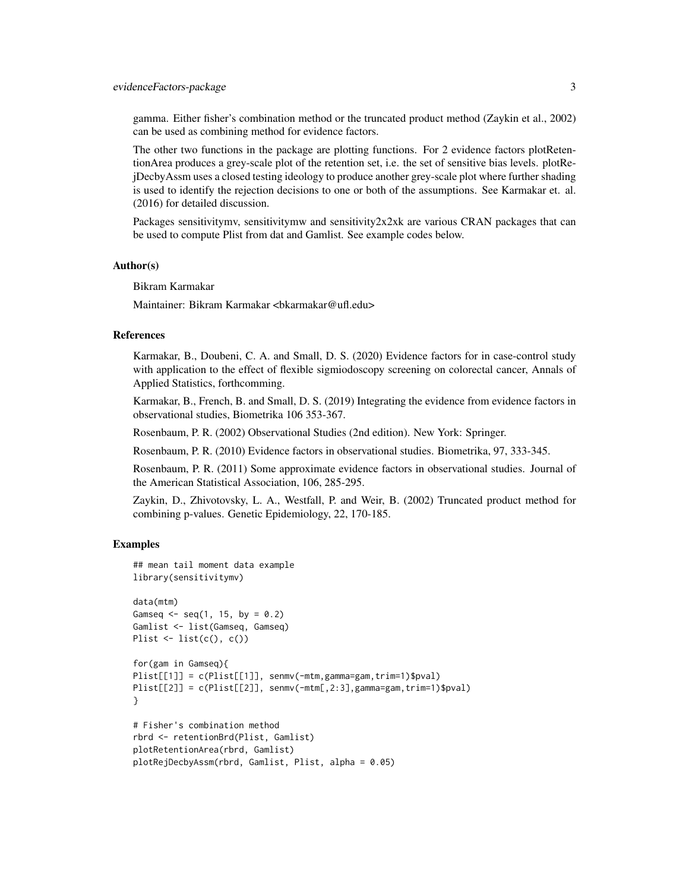gamma. Either fisher's combination method or the truncated product method (Zaykin et al., 2002) can be used as combining method for evidence factors.

The other two functions in the package are plotting functions. For 2 evidence factors plotRetentionArea produces a grey-scale plot of the retention set, i.e. the set of sensitive bias levels. plotRejDecbyAssm uses a closed testing ideology to produce another grey-scale plot where further shading is used to identify the rejection decisions to one or both of the assumptions. See Karmakar et. al. (2016) for detailed discussion.

Packages sensitivitymv, sensitivitymw and sensitivity2x2xk are various CRAN packages that can be used to compute Plist from dat and Gamlist. See example codes below.

## Author(s)

Bikram Karmakar

Maintainer: Bikram Karmakar <bkarmakar@ufl.edu>

## References

Karmakar, B., Doubeni, C. A. and Small, D. S. (2020) Evidence factors for in case-control study with application to the effect of flexible sigmiodoscopy screening on colorectal cancer, Annals of Applied Statistics, forthcomming.

Karmakar, B., French, B. and Small, D. S. (2019) Integrating the evidence from evidence factors in observational studies, Biometrika 106 353-367.

Rosenbaum, P. R. (2002) Observational Studies (2nd edition). New York: Springer.

Rosenbaum, P. R. (2010) Evidence factors in observational studies. Biometrika, 97, 333-345.

Rosenbaum, P. R. (2011) Some approximate evidence factors in observational studies. Journal of the American Statistical Association, 106, 285-295.

Zaykin, D., Zhivotovsky, L. A., Westfall, P. and Weir, B. (2002) Truncated product method for combining p-values. Genetic Epidemiology, 22, 170-185.

## Examples

```
## mean tail moment data example
library(sensitivitymv)

data(mtm)
Gamseq <- seq(1, 15, by = 0.2)
Gamlist <- list(Gamseq, Gamseq)
Plist <- list(c(), c())

for(gam in Gamseq){
Plist[[1]] = c(Plist[[1]], senmv(-mtm,gamma=gam,trim=1)$pval)
Plist[[2]] = c(Plist[[2]], senmv(-mtm[,2:3],gamma=gam,trim=1)$pval)
}

# Fisher's combination method
rbrd <- retentionBrd(Plist, Gamlist)
plotRetentionArea(rbrd, Gamlist)
plotRejDecbyAssm(rbrd, Gamlist, Plist, alpha = 0.05)
```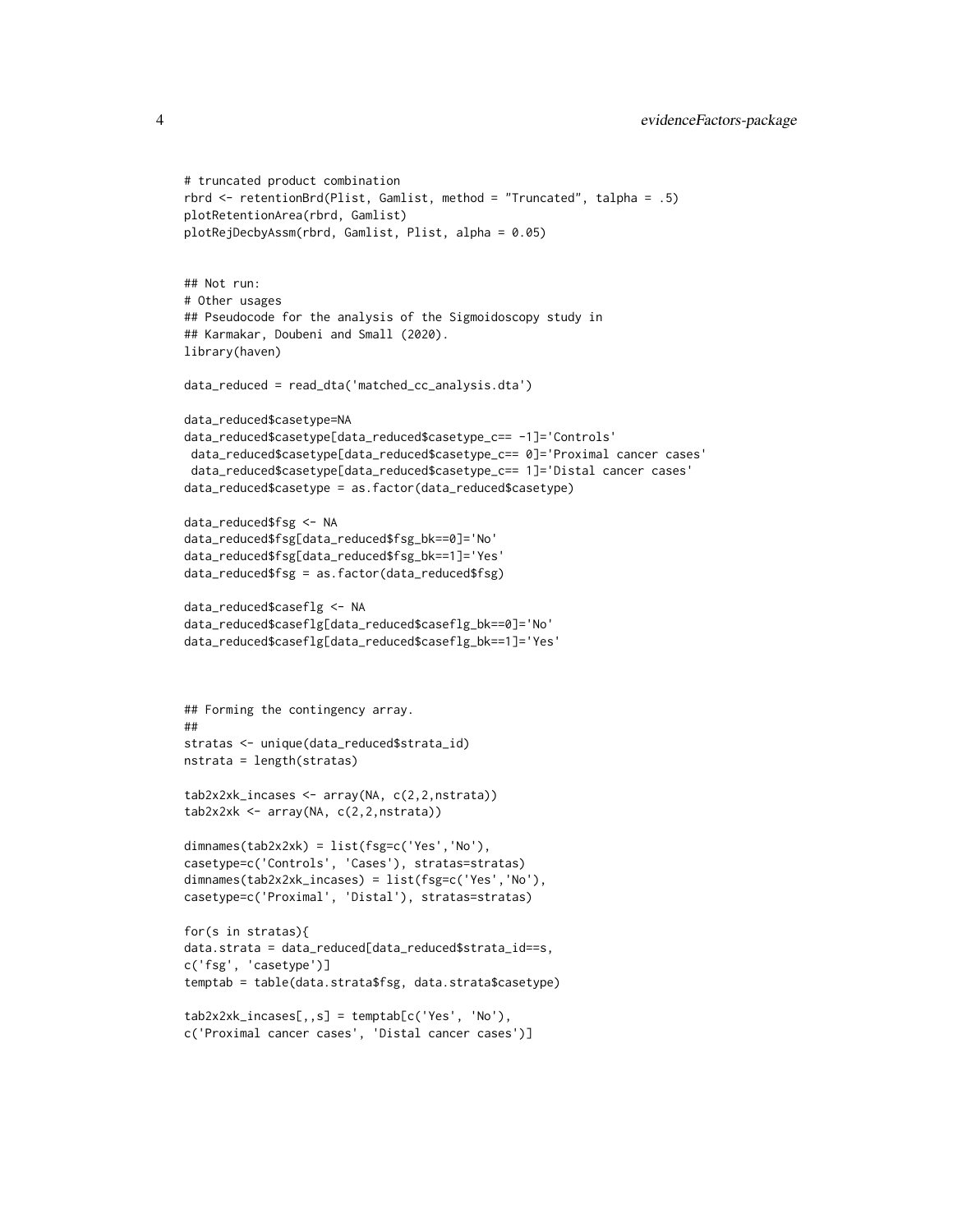```
# truncated product combination
rbrd <- retentionBrd(Plist, Gamlist, method = "Truncated", talpha = .5)
plotRetentionArea(rbrd, Gamlist)
plotRejDecbyAssm(rbrd, Gamlist, Plist, alpha = 0.05)


## Not run:
# Other usages
## Pseudocode for the analysis of the Sigmoidoscopy study in
## Karmakar, Doubeni and Small (2020).
library(haven)

data_reduced = read_dta('matched_cc_analysis.dta')

data_reduced$casetype=NA
data_reduced$casetype[data_reduced$casetype_c== -1]='Controls'
 data_reduced$casetype[data_reduced$casetype_c== 0]='Proximal cancer cases'
 data_reduced$casetype[data_reduced$casetype_c== 1]='Distal cancer cases'
data_reduced$casetype = as.factor(data_reduced$casetype)

data_reduced$fsg <- NA
data_reduced$fsg[data_reduced$fsg_bk==0]='No'
data_reduced$fsg[data_reduced$fsg_bk==1]='Yes'
data_reduced$fsg = as.factor(data_reduced$fsg)

data_reduced$caseflg <- NA
data_reduced$caseflg[data_reduced$caseflg_bk==0]='No'
data_reduced$caseflg[data_reduced$caseflg_bk==1]='Yes'



## Forming the contingency array.
##
stratas <- unique(data_reduced$strata_id)
nstrata = length(stratas)

tab2x2xk_incases <- array(NA, c(2,2,nstrata))
tab2x2xk <- array(NA, c(2,2,nstrata))

dimnames(tab2x2xk) = list(fsg=c('Yes','No'),
casetype=c('Controls', 'Cases'), stratas=stratas)
dimnames(tab2x2xk_incases) = list(fsg=c('Yes','No'),
casetype=c('Proximal', 'Distal'), stratas=stratas)

for(s in stratas){
data.strata = data_reduced[data_reduced$strata_id==s,
c('fsg', 'casetype')]
temptab = table(data.strata$fsg, data.strata$casetype)

tab2x2xk_incases[,,s] = temptab[c('Yes', 'No'),
c('Proximal cancer cases', 'Distal cancer cases')]
```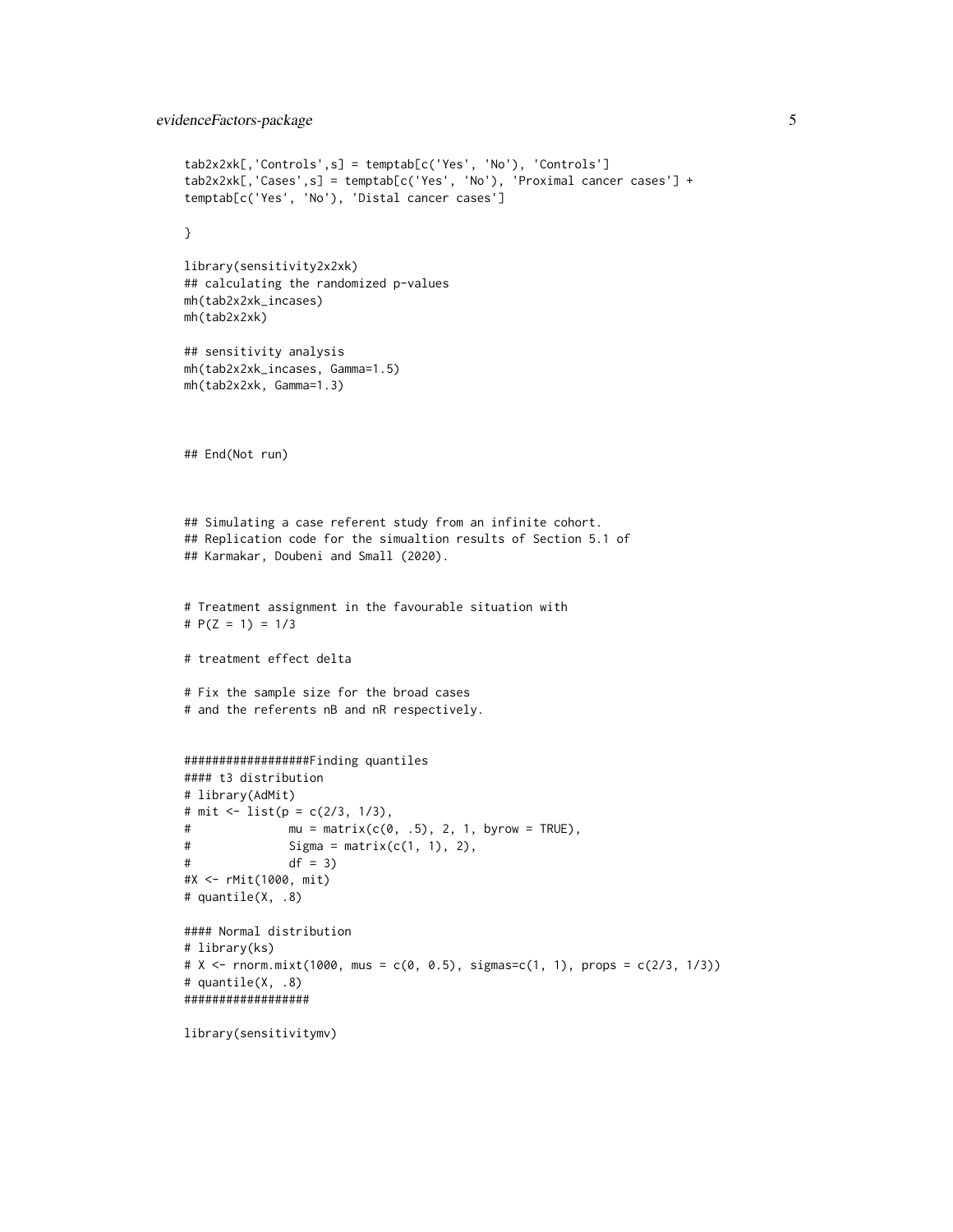```
tab2x2xk[,'Controls',s] = temptab[c('Yes', 'No'), 'Controls']
tab2x2xk[,'Cases',s] = temptab[c('Yes', 'No'), 'Proximal cancer cases'] +
temptab[c('Yes', 'No'), 'Distal cancer cases']

}

library(sensitivity2x2xk)
## calculating the randomized p-values
mh(tab2x2xk_incases)
mh(tab2x2xk)

## sensitivity analysis
mh(tab2x2xk_incases, Gamma=1.5)
mh(tab2x2xk, Gamma=1.3)



## End(Not run)



## Simulating a case referent study from an infinite cohort.
## Replication code for the simualtion results of Section 5.1 of
## Karmakar, Doubeni and Small (2020).


# Treatment assignment in the favourable situation with
# P(Z = 1) = 1/3

# treatment effect delta

# Fix the sample size for the broad cases
# and the referents nB and nR respectively.


##################Finding quantiles
#### t3 distribution
# library(AdMit)
# mit <- list(p = c(2/3, 1/3),
#              mu = matrix(c(0, .5), 2, 1, byrow = TRUE),
#              Sigma = matrix(c(1, 1), 2),
#              df = 3)
#X <- rMit(1000, mit)
# quantile(X, .8)

#### Normal distribution
# library(ks)
# X <- rnorm.mixt(1000, mus = c(0, 0.5), sigmas=c(1, 1), props = c(2/3, 1/3))
# quantile(X, .8)
##################

library(sensitivitymv)
```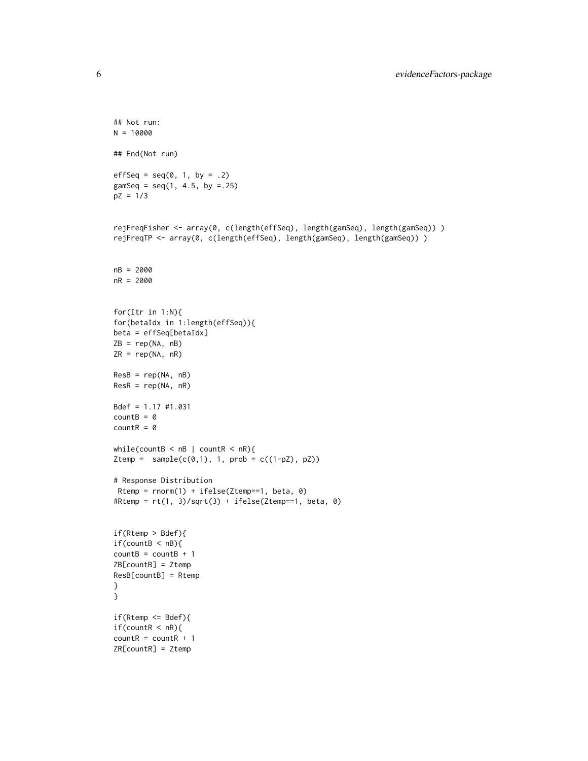```
## Not run:
N = 10000

## End(Not run)

effSeq = seq(0, 1, by = .2)
gamSeq = seq(1, 4.5, by =.25)
pZ = 1/3


rejFreqFisher <- array(0, c(length(effSeq), length(gamSeq), length(gamSeq)) )
rejFreqTP <- array(0, c(length(effSeq), length(gamSeq), length(gamSeq)) )


nB = 2000
nR = 2000


for(Itr in 1:N){
for(betaIdx in 1:length(effSeq)){
beta = effSeq[betaIdx]
ZB = rep(NA, nB)
ZR = rep(NA, nR)

ResB = rep(NA, nB)
ResR = rep(NA, nR)

Bdef = 1.17 #1.031
countB = 0
countR = 0

while(countB < nB | countR < nR){
Ztemp =  sample(c(0,1), 1, prob = c((1-pZ), pZ))

# Response Distribution
 Rtemp = rnorm(1) + ifelse(Ztemp==1, beta, 0)
#Rtemp = rt(1, 3)/sqrt(3) + ifelse(Ztemp==1, beta, 0)


if(Rtemp > Bdef){
if(countB < nB){
countB = countB + 1
ZB[countB] = Ztemp
ResB[countB] = Rtemp
}
}

if(Rtemp <= Bdef){
if(countR < nR){
countR = countR + 1
ZR[countR] = Ztemp
```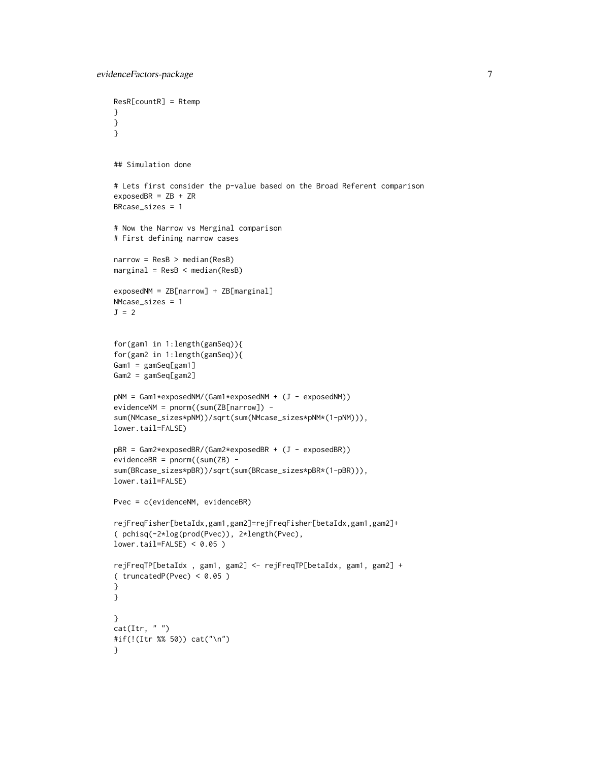```
ResR[countR] = Rtemp
}
}
}


## Simulation done

# Lets first consider the p-value based on the Broad Referent comparison
exposedBR = ZB + ZR
BRcase_sizes = 1

# Now the Narrow vs Merginal comparison
# First defining narrow cases

narrow = ResB > median(ResB)
marginal = ResB < median(ResB)

exposedNM = ZB[narrow] + ZB[marginal]
NMcase_sizes = 1
J = 2


for(gam1 in 1:length(gamSeq)){
for(gam2 in 1:length(gamSeq)){
Gam1 = gamSeq[gam1]
Gam2 = gamSeq[gam2]

pNM = Gam1*exposedNM/(Gam1*exposedNM + (J - exposedNM))
evidenceNM = pnorm((sum(ZB[narrow]) -
sum(NMcase_sizes*pNM))/sqrt(sum(NMcase_sizes*pNM*(1-pNM))),
lower.tail=FALSE)

pBR = Gam2*exposedBR/(Gam2*exposedBR + (J - exposedBR))
evidenceBR = pnorm((sum(ZB) -
sum(BRcase_sizes*pBR))/sqrt(sum(BRcase_sizes*pBR*(1-pBR))),
lower.tail=FALSE)

Pvec = c(evidenceNM, evidenceBR)

rejFreqFisher[betaIdx,gam1,gam2]=rejFreqFisher[betaIdx,gam1,gam2]+
( pchisq(-2*log(prod(Pvec)), 2*length(Pvec),
lower.tail=FALSE) < 0.05 )

rejFreqTP[betaIdx , gam1, gam2] <- rejFreqTP[betaIdx, gam1, gam2] +
( truncatedP(Pvec) < 0.05 )
}
}

}
cat(Itr, " ")
#if(!(Itr %% 50)) cat("\n")
}
```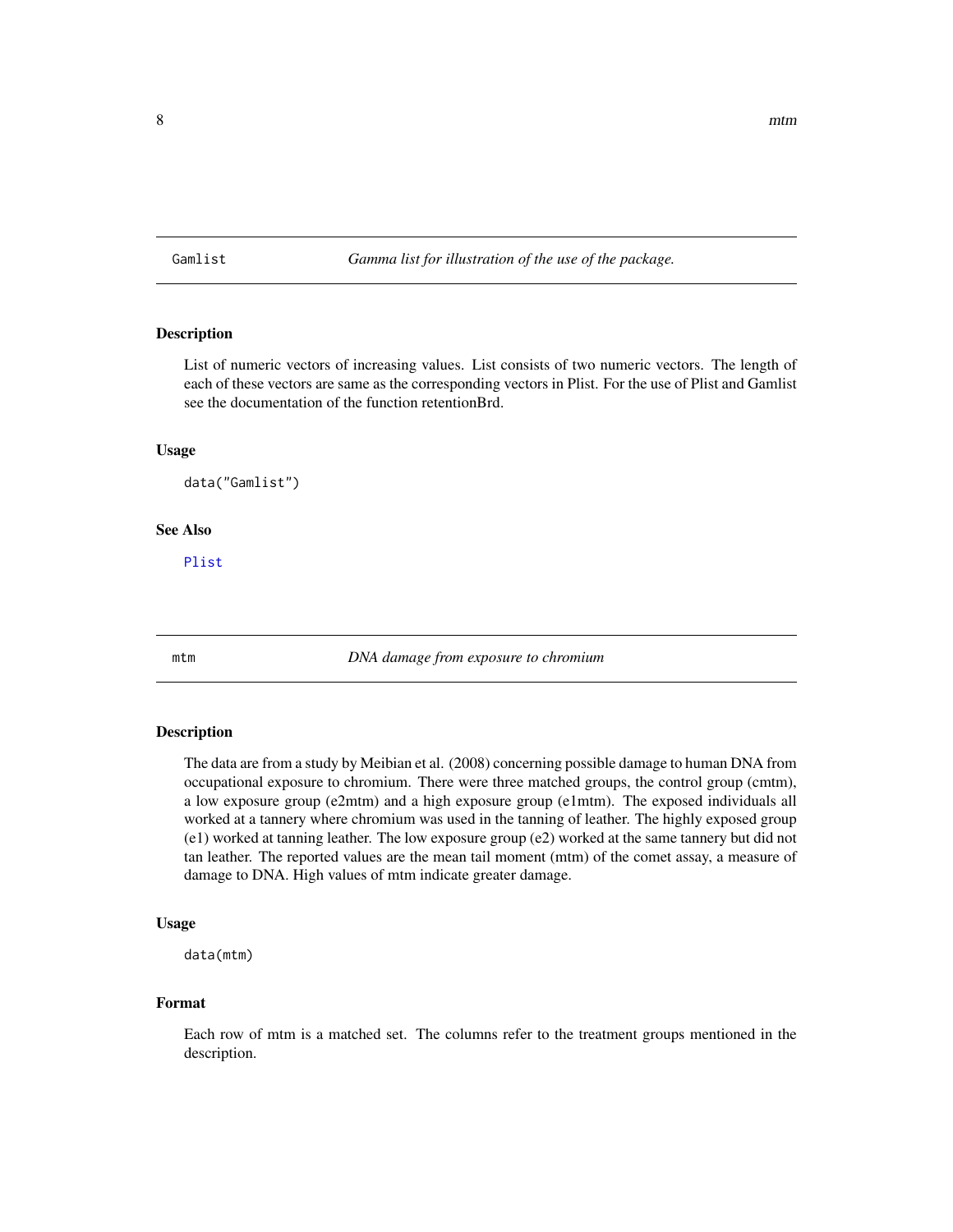## Gamlist — *Gamma list for illustration of the use of the package.*

### Description

List of numeric vectors of increasing values. List consists of two numeric vectors. The length of each of these vectors are same as the corresponding vectors in Plist. For the use of Plist and Gamlist see the documentation of the function retentionBrd.

### Usage

```
data("Gamlist")
```

### See Also

Plist

## mtm — *DNA damage from exposure to chromium*

### Description

The data are from a study by Meibian et al. (2008) concerning possible damage to human DNA from occupational exposure to chromium. There were three matched groups, the control group (cmtm), a low exposure group (e2mtm) and a high exposure group (e1mtm). The exposed individuals all worked at a tannery where chromium was used in the tanning of leather. The highly exposed group (e1) worked at tanning leather. The low exposure group (e2) worked at the same tannery but did not tan leather. The reported values are the mean tail moment (mtm) of the comet assay, a measure of damage to DNA. High values of mtm indicate greater damage.

### Usage

```
data(mtm)
```

### Format

Each row of mtm is a matched set. The columns refer to the treatment groups mentioned in the description.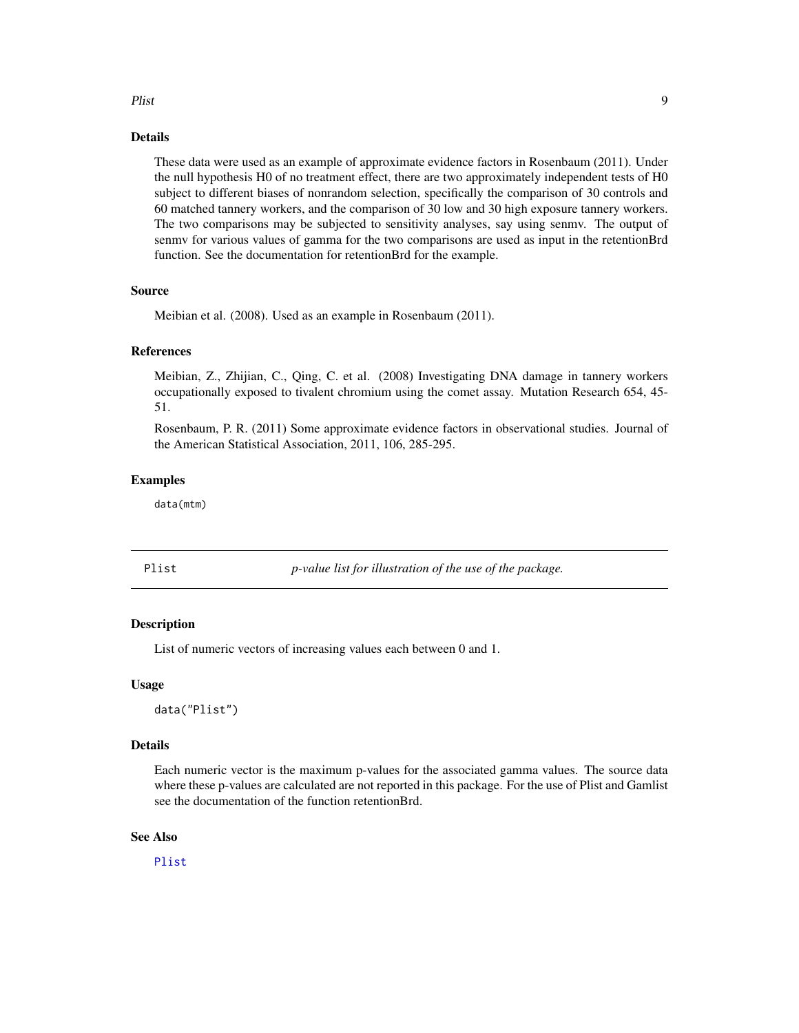### Details

These data were used as an example of approximate evidence factors in Rosenbaum (2011). Under the null hypothesis H0 of no treatment effect, there are two approximately independent tests of H0 subject to different biases of nonrandom selection, specifically the comparison of 30 controls and 60 matched tannery workers, and the comparison of 30 low and 30 high exposure tannery workers. The two comparisons may be subjected to sensitivity analyses, say using senmv. The output of senmv for various values of gamma for the two comparisons are used as input in the retentionBrd function. See the documentation for retentionBrd for the example.

### Source

Meibian et al. (2008). Used as an example in Rosenbaum (2011).

### References

Meibian, Z., Zhijian, C., Qing, C. et al. (2008) Investigating DNA damage in tannery workers occupationally exposed to tivalent chromium using the comet assay. Mutation Research 654, 45-51.

Rosenbaum, P. R. (2011) Some approximate evidence factors in observational studies. Journal of the American Statistical Association, 2011, 106, 285-295.

### Examples

```
data(mtm)
```

---

## Plist — *p-value list for illustration of the use of the package.*

### Description

List of numeric vectors of increasing values each between 0 and 1.

### Usage

```
data("Plist")
```

### Details

Each numeric vector is the maximum p-values for the associated gamma values. The source data where these p-values are calculated are not reported in this package. For the use of Plist and Gamlist see the documentation of the function retentionBrd.

### See Also

Plist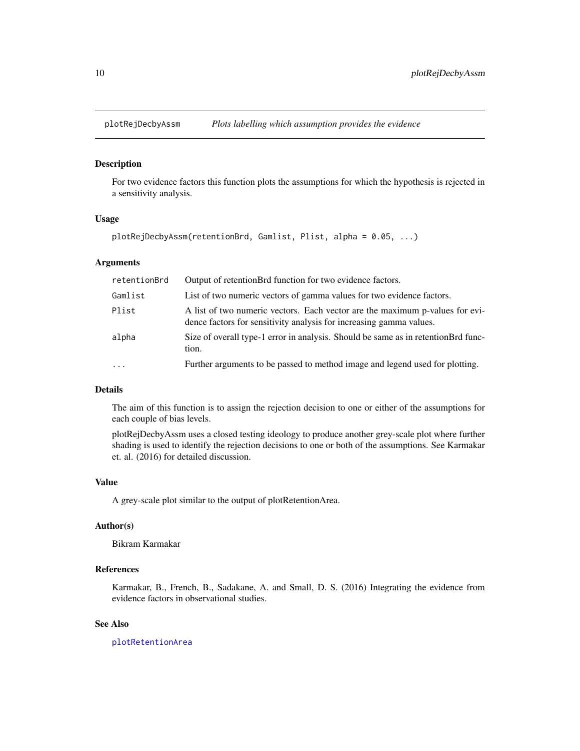# plotRejDecbyAssm — *Plots labelling which assumption provides the evidence*

## Description

For two evidence factors this function plots the assumptions for which the hypothesis is rejected in a sensitivity analysis.

## Usage

```
plotRejDecbyAssm(retentionBrd, Gamlist, Plist, alpha = 0.05, ...)
```

## Arguments

| | |
|---|---|
| retentionBrd | Output of retentionBrd function for two evidence factors. |
| Gamlist | List of two numeric vectors of gamma values for two evidence factors. |
| Plist | A list of two numeric vectors. Each vector are the maximum p-values for evidence factors for sensitivity analysis for increasing gamma values. |
| alpha | Size of overall type-1 error in analysis. Should be same as in retentionBrd function. |
| ... | Further arguments to be passed to method image and legend used for plotting. |

## Details

The aim of this function is to assign the rejection decision to one or either of the assumptions for each couple of bias levels.

plotRejDecbyAssm uses a closed testing ideology to produce another grey-scale plot where further shading is used to identify the rejection decisions to one or both of the assumptions. See Karmakar et. al. (2016) for detailed discussion.

## Value

A grey-scale plot similar to the output of plotRetentionArea.

## Author(s)

Bikram Karmakar

## References

Karmakar, B., French, B., Sadakane, A. and Small, D. S. (2016) Integrating the evidence from evidence factors in observational studies.

## See Also

plotRetentionArea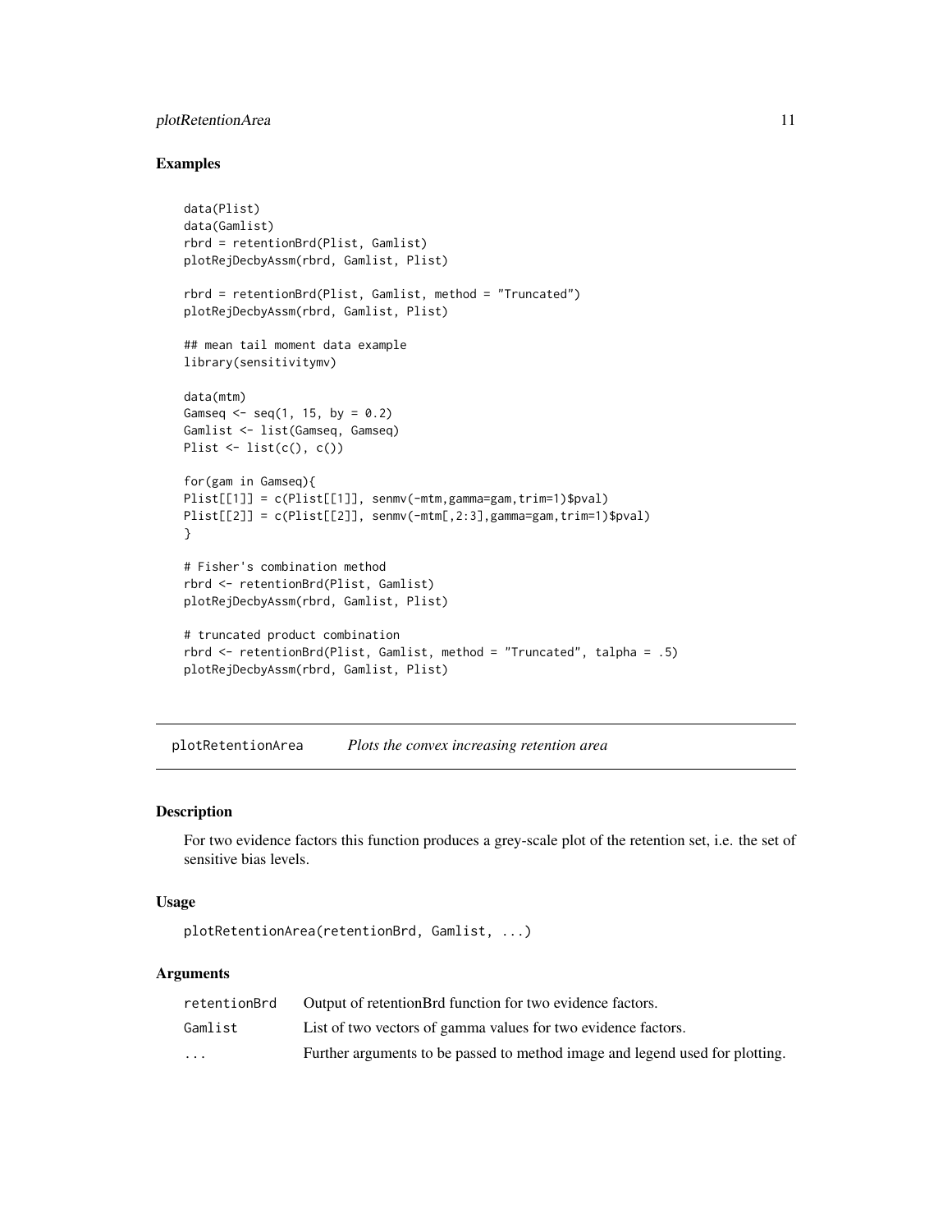### Examples

```
data(Plist)
data(Gamlist)
rbrd = retentionBrd(Plist, Gamlist)
plotRejDecbyAssm(rbrd, Gamlist, Plist)

rbrd = retentionBrd(Plist, Gamlist, method = "Truncated")
plotRejDecbyAssm(rbrd, Gamlist, Plist)

## mean tail moment data example
library(sensitivitymv)

data(mtm)
Gamseq <- seq(1, 15, by = 0.2)
Gamlist <- list(Gamseq, Gamseq)
Plist <- list(c(), c())

for(gam in Gamseq){
Plist[[1]] = c(Plist[[1]], senmv(-mtm,gamma=gam,trim=1)$pval)
Plist[[2]] = c(Plist[[2]], senmv(-mtm[,2:3],gamma=gam,trim=1)$pval)
}

# Fisher's combination method
rbrd <- retentionBrd(Plist, Gamlist)
plotRejDecbyAssm(rbrd, Gamlist, Plist)

# truncated product combination
rbrd <- retentionBrd(Plist, Gamlist, method = "Truncated", talpha = .5)
plotRejDecbyAssm(rbrd, Gamlist, Plist)
```

## plotRetentionArea *Plots the convex increasing retention area*

### Description

For two evidence factors this function produces a grey-scale plot of the retention set, i.e. the set of sensitive bias levels.

### Usage

```
plotRetentionArea(retentionBrd, Gamlist, ...)
```

### Arguments

| | |
|---|---|
| retentionBrd | Output of retentionBrd function for two evidence factors. |
| Gamlist | List of two vectors of gamma values for two evidence factors. |
| ... | Further arguments to be passed to method image and legend used for plotting. |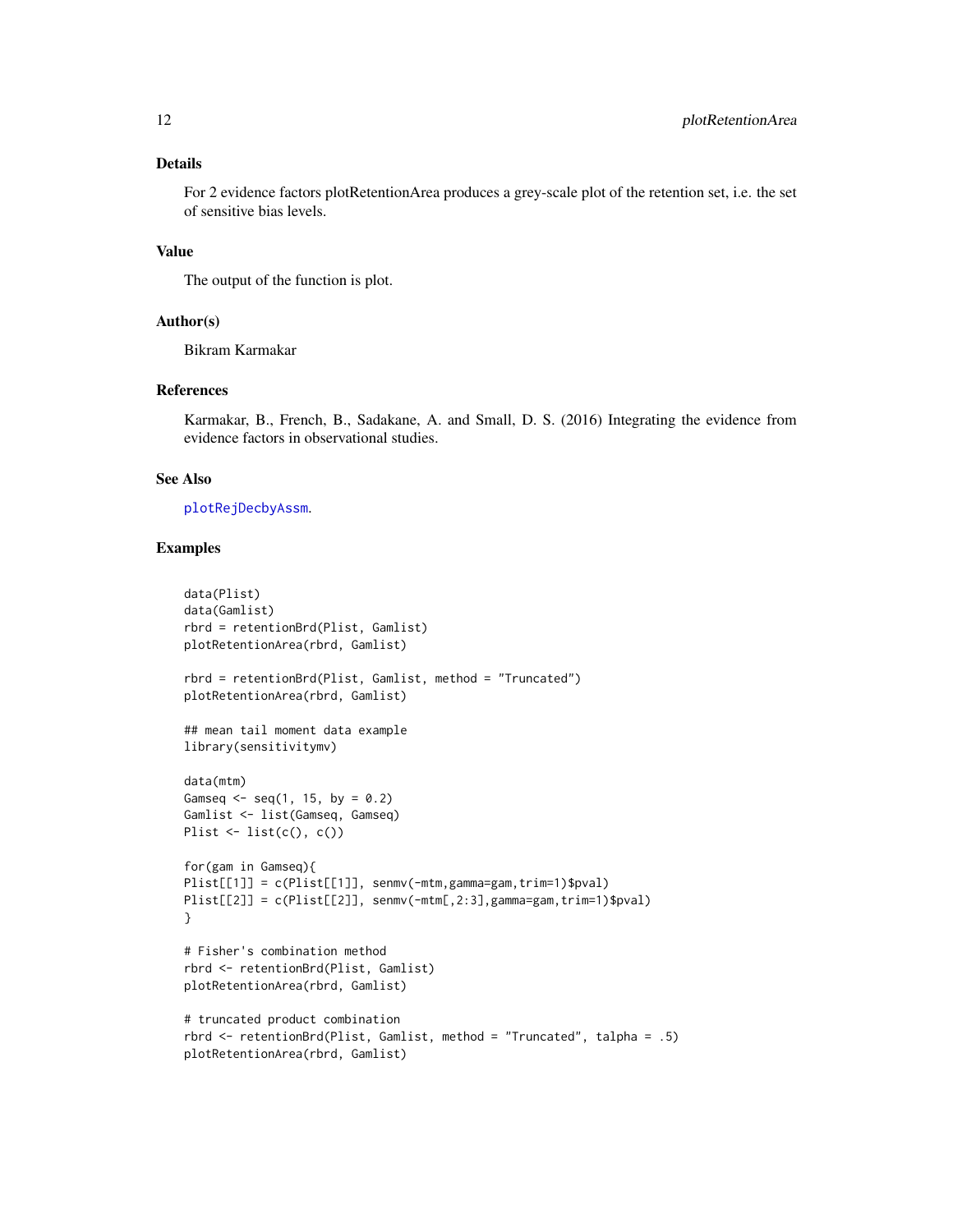## Details

For 2 evidence factors plotRetentionArea produces a grey-scale plot of the retention set, i.e. the set of sensitive bias levels.

## Value

The output of the function is plot.

## Author(s)

Bikram Karmakar

## References

Karmakar, B., French, B., Sadakane, A. and Small, D. S. (2016) Integrating the evidence from evidence factors in observational studies.

## See Also

plotRejDecbyAssm.

## Examples

```
data(Plist)
data(Gamlist)
rbrd = retentionBrd(Plist, Gamlist)
plotRetentionArea(rbrd, Gamlist)

rbrd = retentionBrd(Plist, Gamlist, method = "Truncated")
plotRetentionArea(rbrd, Gamlist)

## mean tail moment data example
library(sensitivitymv)

data(mtm)
Gamseq <- seq(1, 15, by = 0.2)
Gamlist <- list(Gamseq, Gamseq)
Plist <- list(c(), c())

for(gam in Gamseq){
Plist[[1]] = c(Plist[[1]], senmv(-mtm,gamma=gam,trim=1)$pval)
Plist[[2]] = c(Plist[[2]], senmv(-mtm[,2:3],gamma=gam,trim=1)$pval)
}

# Fisher's combination method
rbrd <- retentionBrd(Plist, Gamlist)
plotRetentionArea(rbrd, Gamlist)

# truncated product combination
rbrd <- retentionBrd(Plist, Gamlist, method = "Truncated", talpha = .5)
plotRetentionArea(rbrd, Gamlist)
```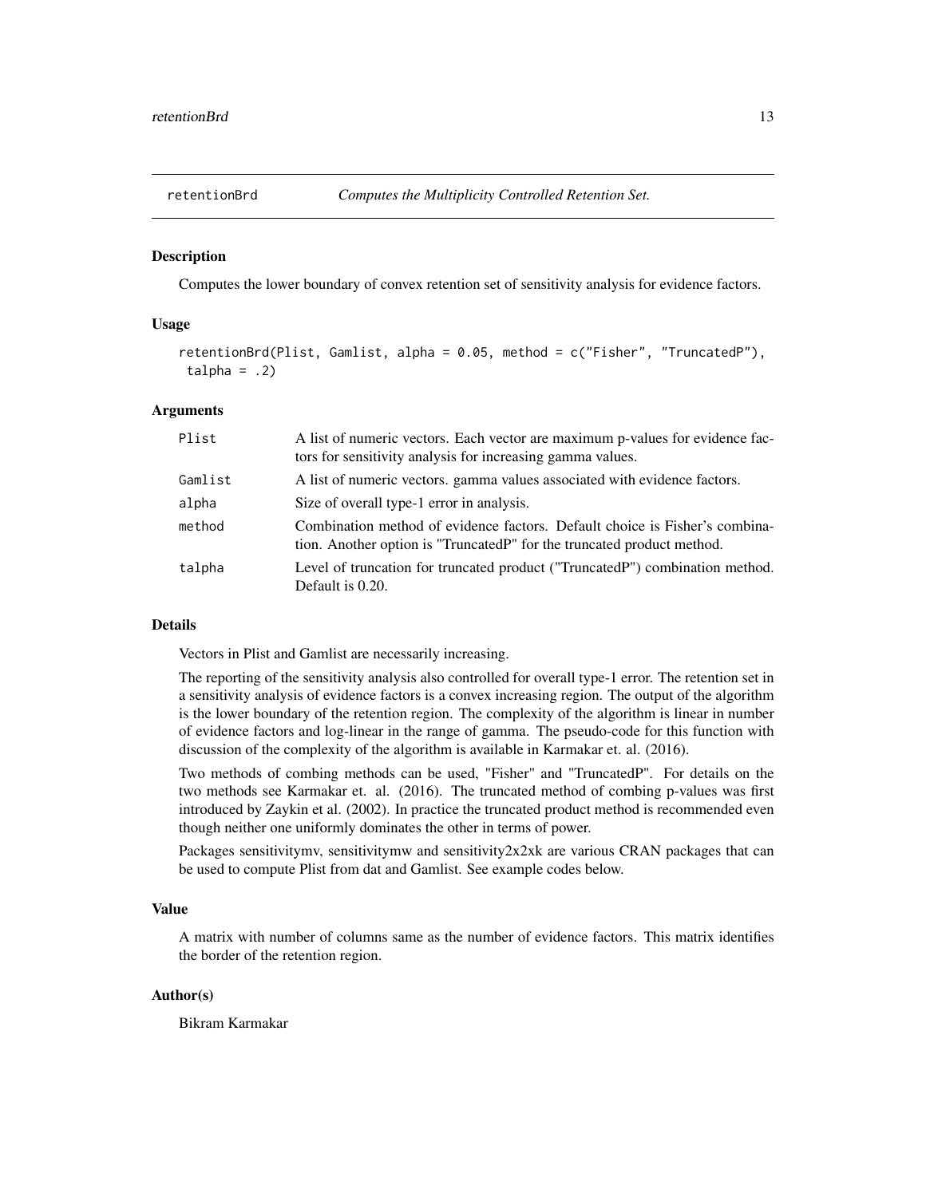retentionBrd *Computes the Multiplicity Controlled Retention Set.*

## Description

Computes the lower boundary of convex retention set of sensitivity analysis for evidence factors.

## Usage

```
retentionBrd(Plist, Gamlist, alpha = 0.05, method = c("Fisher", "TruncatedP"),
 talpha = .2)
```

## Arguments

| | |
|---|---|
| Plist | A list of numeric vectors. Each vector are maximum p-values for evidence factors for sensitivity analysis for increasing gamma values. |
| Gamlist | A list of numeric vectors. gamma values associated with evidence factors. |
| alpha | Size of overall type-1 error in analysis. |
| method | Combination method of evidence factors. Default choice is Fisher's combination. Another option is "TruncatedP" for the truncated product method. |
| talpha | Level of truncation for truncated product ("TruncatedP") combination method. Default is 0.20. |

## Details

Vectors in Plist and Gamlist are necessarily increasing.

The reporting of the sensitivity analysis also controlled for overall type-1 error. The retention set in a sensitivity analysis of evidence factors is a convex increasing region. The output of the algorithm is the lower boundary of the retention region. The complexity of the algorithm is linear in number of evidence factors and log-linear in the range of gamma. The pseudo-code for this function with discussion of the complexity of the algorithm is available in Karmakar et. al. (2016).

Two methods of combing methods can be used, "Fisher" and "TruncatedP". For details on the two methods see Karmakar et. al. (2016). The truncated method of combing p-values was first introduced by Zaykin et al. (2002). In practice the truncated product method is recommended even though neither one uniformly dominates the other in terms of power.

Packages sensitivitymv, sensitivitymw and sensitivity2x2xk are various CRAN packages that can be used to compute Plist from dat and Gamlist. See example codes below.

## Value

A matrix with number of columns same as the number of evidence factors. This matrix identifies the border of the retention region.

## Author(s)

Bikram Karmakar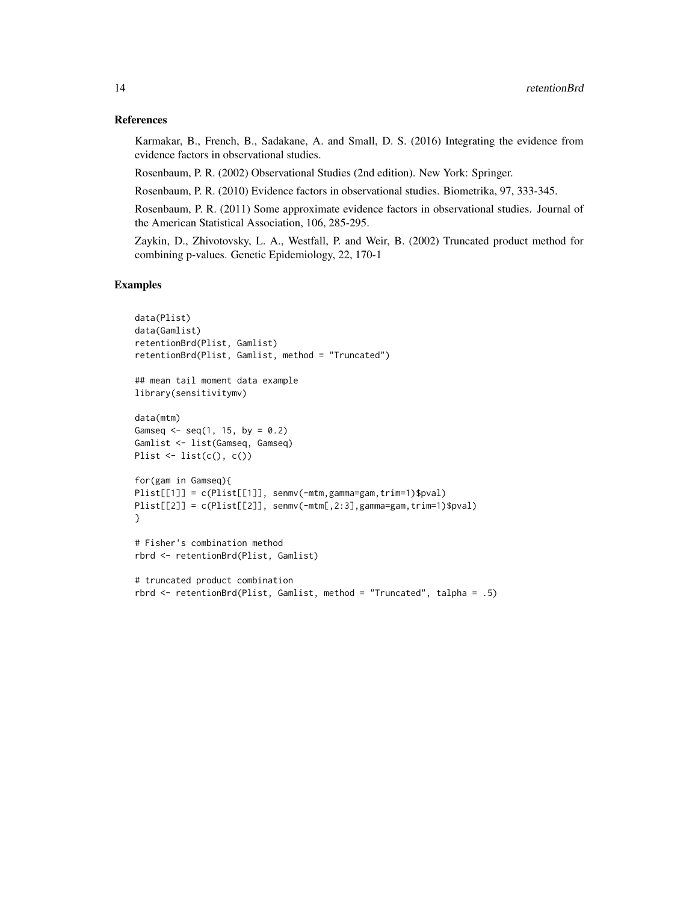## References

Karmakar, B., French, B., Sadakane, A. and Small, D. S. (2016) Integrating the evidence from evidence factors in observational studies.

Rosenbaum, P. R. (2002) Observational Studies (2nd edition). New York: Springer.

Rosenbaum, P. R. (2010) Evidence factors in observational studies. Biometrika, 97, 333-345.

Rosenbaum, P. R. (2011) Some approximate evidence factors in observational studies. Journal of the American Statistical Association, 106, 285-295.

Zaykin, D., Zhivotovsky, L. A., Westfall, P. and Weir, B. (2002) Truncated product method for combining p-values. Genetic Epidemiology, 22, 170-1

## Examples

```
data(Plist)
data(Gamlist)
retentionBrd(Plist, Gamlist)
retentionBrd(Plist, Gamlist, method = "Truncated")

## mean tail moment data example
library(sensitivitymv)

data(mtm)
Gamseq <- seq(1, 15, by = 0.2)
Gamlist <- list(Gamseq, Gamseq)
Plist <- list(c(), c())

for(gam in Gamseq){
Plist[[1]] = c(Plist[[1]], senmv(-mtm,gamma=gam,trim=1)$pval)
Plist[[2]] = c(Plist[[2]], senmv(-mtm[,2:3],gamma=gam,trim=1)$pval)
}

# Fisher's combination method
rbrd <- retentionBrd(Plist, Gamlist)

# truncated product combination
rbrd <- retentionBrd(Plist, Gamlist, method = "Truncated", talpha = .5)
```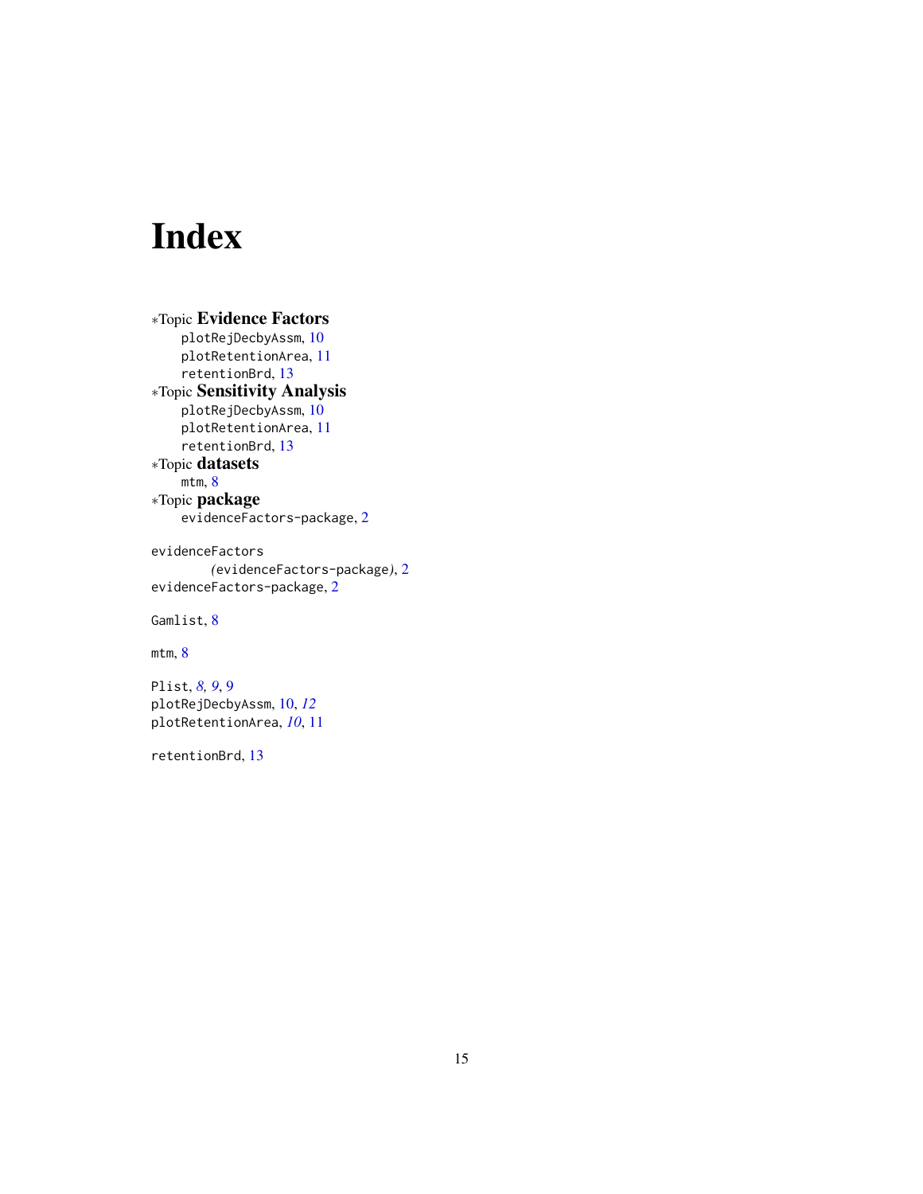# Index

*Topic **Evidence Factors**
  plotRejDecbyAssm, 10
  plotRetentionArea, 11
  retentionBrd, 13
*Topic **Sensitivity Analysis**
  plotRejDecbyAssm, 10
  plotRetentionArea, 11
  retentionBrd, 13
*Topic **datasets**
  mtm, 8
*Topic **package**
  evidenceFactors-package, 2

evidenceFactors
    *(*evidenceFactors-package*)*, 2
evidenceFactors-package, 2

Gamlist, 8

mtm, 8

Plist, *8, 9*, 9
plotRejDecbyAssm, 10, *12*
plotRetentionArea, *10*, 11

retentionBrd, 13